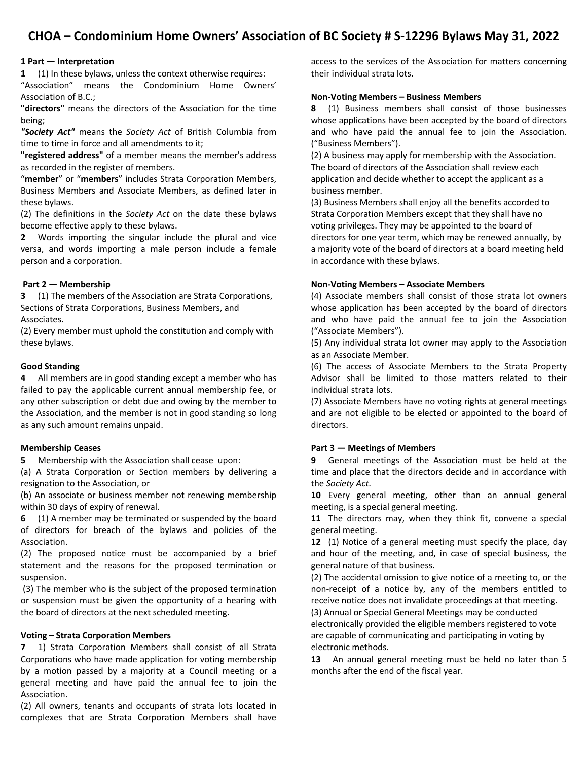# CHOA – Condominium Home Owners' Association of BC Society # S-12296 Bylaws May 31, 2022

## 1 Part — Interpretation

**1** (1) In these bylaws, unless the context otherwise requires:

"Association" means the Condominium Home Owners' Association of B.C.;

**"directors"** means the directors of the Association for the time being;

***"Society Act"*** means the *Society Act* of British Columbia from time to time in force and all amendments to it;

**"registered address"** of a member means the member's address as recorded in the register of members.

"**member**" or "**members**" includes Strata Corporation Members, Business Members and Associate Members, as defined later in these bylaws.

(2) The definitions in the *Society Act* on the date these bylaws become effective apply to these bylaws.

**2** Words importing the singular include the plural and vice versa, and words importing a male person include a female person and a corporation.

## Part 2 — Membership

**3** (1) The members of the Association are Strata Corporations, Sections of Strata Corporations, Business Members, and Associates.

(2) Every member must uphold the constitution and comply with these bylaws.

### Good Standing

**4** All members are in good standing except a member who has failed to pay the applicable current annual membership fee, or any other subscription or debt due and owing by the member to the Association, and the member is not in good standing so long as any such amount remains unpaid.

### Membership Ceases

**5** Membership with the Association shall cease upon:

(a) A Strata Corporation or Section members by delivering a resignation to the Association, or

(b) An associate or business member not renewing membership within 30 days of expiry of renewal.

**6** (1) A member may be terminated or suspended by the board of directors for breach of the bylaws and policies of the Association.

(2) The proposed notice must be accompanied by a brief statement and the reasons for the proposed termination or suspension.

(3) The member who is the subject of the proposed termination or suspension must be given the opportunity of a hearing with the board of directors at the next scheduled meeting.

### Voting – Strata Corporation Members

**7** 1) Strata Corporation Members shall consist of all Strata Corporations who have made application for voting membership by a motion passed by a majority at a Council meeting or a general meeting and have paid the annual fee to join the Association.

(2) All owners, tenants and occupants of strata lots located in complexes that are Strata Corporation Members shall have access to the services of the Association for matters concerning their individual strata lots.

### Non-Voting Members – Business Members

**8** (1) Business members shall consist of those businesses whose applications have been accepted by the board of directors and who have paid the annual fee to join the Association. ("Business Members").

(2) A business may apply for membership with the Association. The board of directors of the Association shall review each application and decide whether to accept the applicant as a business member.

(3) Business Members shall enjoy all the benefits accorded to Strata Corporation Members except that they shall have no voting privileges. They may be appointed to the board of directors for one year term, which may be renewed annually, by a majority vote of the board of directors at a board meeting held in accordance with these bylaws.

### Non-Voting Members – Associate Members

(4) Associate members shall consist of those strata lot owners whose application has been accepted by the board of directors and who have paid the annual fee to join the Association ("Associate Members").

(5) Any individual strata lot owner may apply to the Association as an Associate Member.

(6) The access of Associate Members to the Strata Property Advisor shall be limited to those matters related to their individual strata lots.

(7) Associate Members have no voting rights at general meetings and are not eligible to be elected or appointed to the board of directors.

## Part 3 — Meetings of Members

**9** General meetings of the Association must be held at the time and place that the directors decide and in accordance with the *Society Act*.

**10** Every general meeting, other than an annual general meeting, is a special general meeting.

**11** The directors may, when they think fit, convene a special general meeting.

**12** (1) Notice of a general meeting must specify the place, day and hour of the meeting, and, in case of special business, the general nature of that business.

(2) The accidental omission to give notice of a meeting to, or the non-receipt of a notice by, any of the members entitled to receive notice does not invalidate proceedings at that meeting.

(3) Annual or Special General Meetings may be conducted electronically provided the eligible members registered to vote are capable of communicating and participating in voting by electronic methods.

**13** An annual general meeting must be held no later than 5 months after the end of the fiscal year.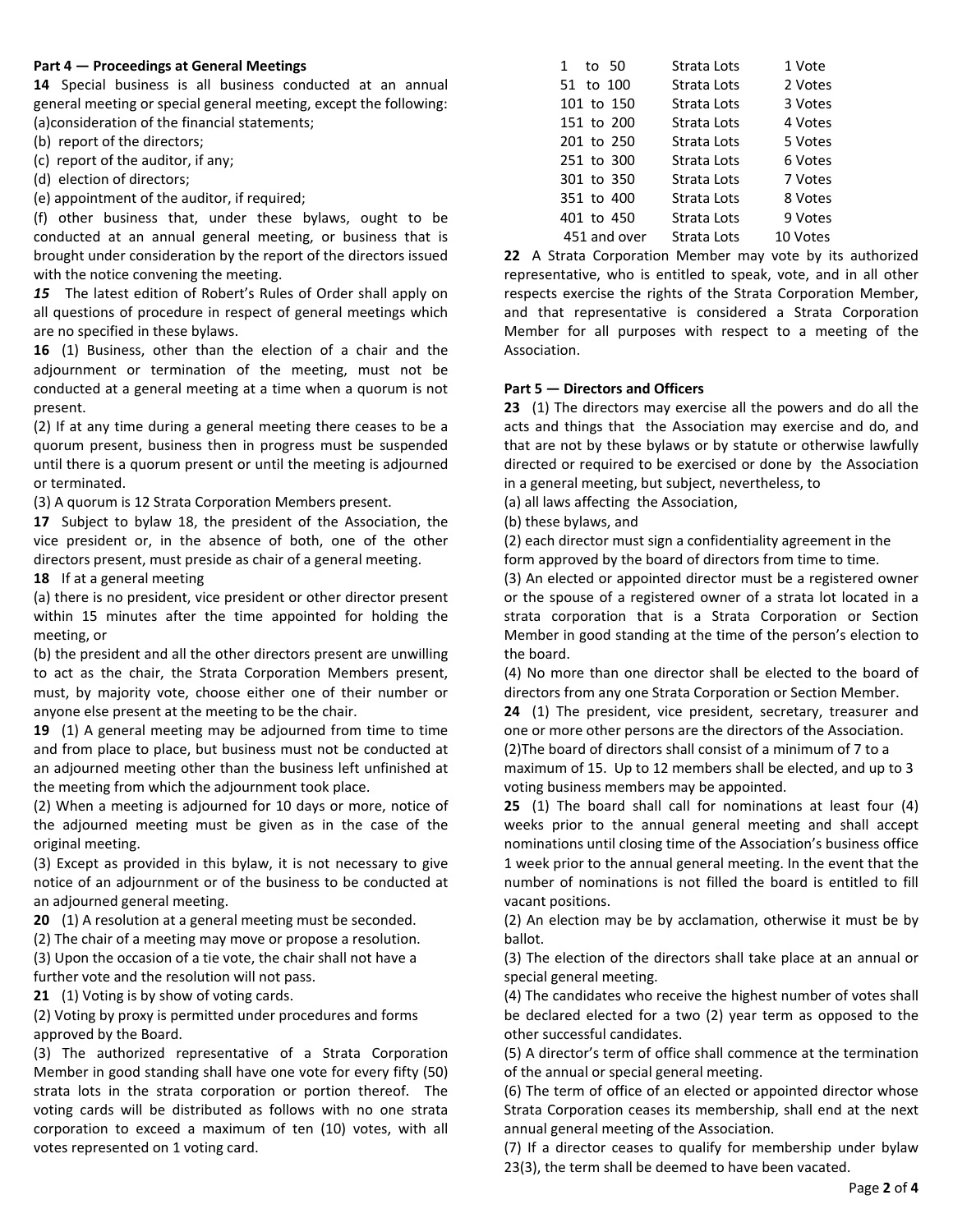**Part 4 — Proceedings at General Meetings**

**14** Special business is all business conducted at an annual general meeting or special general meeting, except the following:

(a)consideration of the financial statements;

(b) report of the directors;

(c) report of the auditor, if any;

(d) election of directors;

(e) appointment of the auditor, if required;

(f) other business that, under these bylaws, ought to be conducted at an annual general meeting, or business that is brought under consideration by the report of the directors issued with the notice convening the meeting.

***15*** The latest edition of Robert's Rules of Order shall apply on all questions of procedure in respect of general meetings which are no specified in these bylaws.

**16** (1) Business, other than the election of a chair and the adjournment or termination of the meeting, must not be conducted at a general meeting at a time when a quorum is not present.

(2) If at any time during a general meeting there ceases to be a quorum present, business then in progress must be suspended until there is a quorum present or until the meeting is adjourned or terminated.

(3) A quorum is 12 Strata Corporation Members present.

**17** Subject to bylaw 18, the president of the Association, the vice president or, in the absence of both, one of the other directors present, must preside as chair of a general meeting.

**18** If at a general meeting

(a) there is no president, vice president or other director present within 15 minutes after the time appointed for holding the meeting, or

(b) the president and all the other directors present are unwilling to act as the chair, the Strata Corporation Members present, must, by majority vote, choose either one of their number or anyone else present at the meeting to be the chair.

**19** (1) A general meeting may be adjourned from time to time and from place to place, but business must not be conducted at an adjourned meeting other than the business left unfinished at the meeting from which the adjournment took place.

(2) When a meeting is adjourned for 10 days or more, notice of the adjourned meeting must be given as in the case of the original meeting.

(3) Except as provided in this bylaw, it is not necessary to give notice of an adjournment or of the business to be conducted at an adjourned general meeting.

**20** (1) A resolution at a general meeting must be seconded.

(2) The chair of a meeting may move or propose a resolution.

(3) Upon the occasion of a tie vote, the chair shall not have a further vote and the resolution will not pass.

**21** (1) Voting is by show of voting cards.

(2) Voting by proxy is permitted under procedures and forms approved by the Board.

(3) The authorized representative of a Strata Corporation Member in good standing shall have one vote for every fifty (50) strata lots in the strata corporation or portion thereof. The voting cards will be distributed as follows with no one strata corporation to exceed a maximum of ten (10) votes, with all votes represented on 1 voting card.

| | | |
|---|---|---|
| 1 to 50 | Strata Lots | 1 Vote |
| 51 to 100 | Strata Lots | 2 Votes |
| 101 to 150 | Strata Lots | 3 Votes |
| 151 to 200 | Strata Lots | 4 Votes |
| 201 to 250 | Strata Lots | 5 Votes |
| 251 to 300 | Strata Lots | 6 Votes |
| 301 to 350 | Strata Lots | 7 Votes |
| 351 to 400 | Strata Lots | 8 Votes |
| 401 to 450 | Strata Lots | 9 Votes |
| 451 and over | Strata Lots | 10 Votes |

**22** A Strata Corporation Member may vote by its authorized representative, who is entitled to speak, vote, and in all other respects exercise the rights of the Strata Corporation Member, and that representative is considered a Strata Corporation Member for all purposes with respect to a meeting of the Association.

**Part 5 — Directors and Officers**

**23** (1) The directors may exercise all the powers and do all the acts and things that the Association may exercise and do, and that are not by these bylaws or by statute or otherwise lawfully directed or required to be exercised or done by the Association in a general meeting, but subject, nevertheless, to

(a) all laws affecting the Association,

(b) these bylaws, and

(2) each director must sign a confidentiality agreement in the form approved by the board of directors from time to time.

(3) An elected or appointed director must be a registered owner or the spouse of a registered owner of a strata lot located in a strata corporation that is a Strata Corporation or Section Member in good standing at the time of the person's election to the board.

(4) No more than one director shall be elected to the board of directors from any one Strata Corporation or Section Member.

**24** (1) The president, vice president, secretary, treasurer and one or more other persons are the directors of the Association.

(2)The board of directors shall consist of a minimum of 7 to a maximum of 15. Up to 12 members shall be elected, and up to 3 voting business members may be appointed.

**25** (1) The board shall call for nominations at least four (4) weeks prior to the annual general meeting and shall accept nominations until closing time of the Association's business office 1 week prior to the annual general meeting. In the event that the number of nominations is not filled the board is entitled to fill vacant positions.

(2) An election may be by acclamation, otherwise it must be by ballot.

(3) The election of the directors shall take place at an annual or special general meeting.

(4) The candidates who receive the highest number of votes shall be declared elected for a two (2) year term as opposed to the other successful candidates.

(5) A director's term of office shall commence at the termination of the annual or special general meeting.

(6) The term of office of an elected or appointed director whose Strata Corporation ceases its membership, shall end at the next annual general meeting of the Association.

(7) If a director ceases to qualify for membership under bylaw 23(3), the term shall be deemed to have been vacated.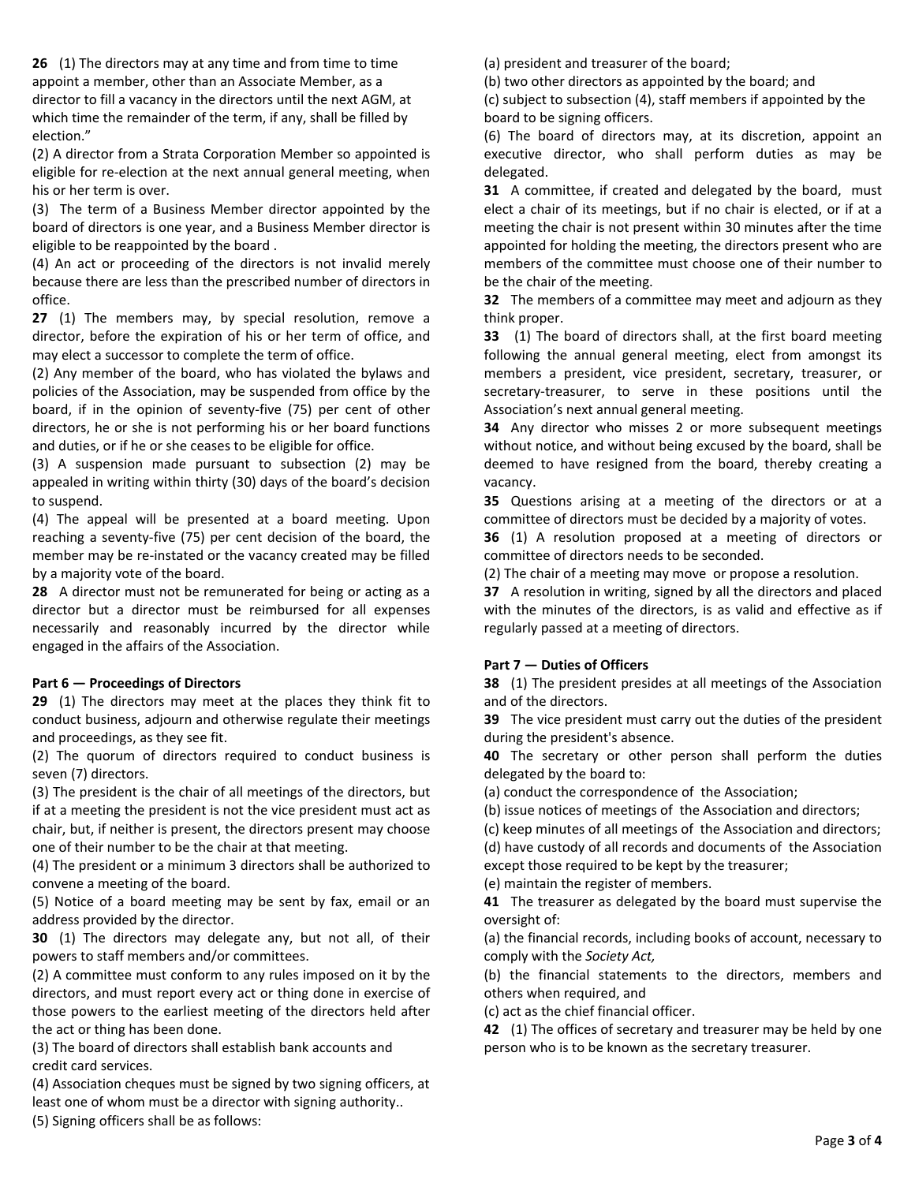**26** (1) The directors may at any time and from time to time appoint a member, other than an Associate Member, as a director to fill a vacancy in the directors until the next AGM, at which time the remainder of the term, if any, shall be filled by election."

(2) A director from a Strata Corporation Member so appointed is eligible for re-election at the next annual general meeting, when his or her term is over.

(3) The term of a Business Member director appointed by the board of directors is one year, and a Business Member director is eligible to be reappointed by the board .

(4) An act or proceeding of the directors is not invalid merely because there are less than the prescribed number of directors in office.

**27** (1) The members may, by special resolution, remove a director, before the expiration of his or her term of office, and may elect a successor to complete the term of office.

(2) Any member of the board, who has violated the bylaws and policies of the Association, may be suspended from office by the board, if in the opinion of seventy-five (75) per cent of other directors, he or she is not performing his or her board functions and duties, or if he or she ceases to be eligible for office.

(3) A suspension made pursuant to subsection (2) may be appealed in writing within thirty (30) days of the board's decision to suspend.

(4) The appeal will be presented at a board meeting. Upon reaching a seventy-five (75) per cent decision of the board, the member may be re-instated or the vacancy created may be filled by a majority vote of the board.

**28** A director must not be remunerated for being or acting as a director but a director must be reimbursed for all expenses necessarily and reasonably incurred by the director while engaged in the affairs of the Association.

**Part 6 — Proceedings of Directors**

**29** (1) The directors may meet at the places they think fit to conduct business, adjourn and otherwise regulate their meetings and proceedings, as they see fit.

(2) The quorum of directors required to conduct business is seven (7) directors.

(3) The president is the chair of all meetings of the directors, but if at a meeting the president is not the vice president must act as chair, but, if neither is present, the directors present may choose one of their number to be the chair at that meeting.

(4) The president or a minimum 3 directors shall be authorized to convene a meeting of the board.

(5) Notice of a board meeting may be sent by fax, email or an address provided by the director.

**30** (1) The directors may delegate any, but not all, of their powers to staff members and/or committees.

(2) A committee must conform to any rules imposed on it by the directors, and must report every act or thing done in exercise of those powers to the earliest meeting of the directors held after the act or thing has been done.

(3) The board of directors shall establish bank accounts and credit card services.

(4) Association cheques must be signed by two signing officers, at least one of whom must be a director with signing authority..

(5) Signing officers shall be as follows:

(a) president and treasurer of the board;

(b) two other directors as appointed by the board; and

(c) subject to subsection (4), staff members if appointed by the board to be signing officers.

(6) The board of directors may, at its discretion, appoint an executive director, who shall perform duties as may be delegated.

**31** A committee, if created and delegated by the board, must elect a chair of its meetings, but if no chair is elected, or if at a meeting the chair is not present within 30 minutes after the time appointed for holding the meeting, the directors present who are members of the committee must choose one of their number to be the chair of the meeting.

**32** The members of a committee may meet and adjourn as they think proper.

**33** (1) The board of directors shall, at the first board meeting following the annual general meeting, elect from amongst its members a president, vice president, secretary, treasurer, or secretary-treasurer, to serve in these positions until the Association's next annual general meeting.

**34** Any director who misses 2 or more subsequent meetings without notice, and without being excused by the board, shall be deemed to have resigned from the board, thereby creating a vacancy.

**35** Questions arising at a meeting of the directors or at a committee of directors must be decided by a majority of votes.

**36** (1) A resolution proposed at a meeting of directors or committee of directors needs to be seconded.

(2) The chair of a meeting may move or propose a resolution.

**37** A resolution in writing, signed by all the directors and placed with the minutes of the directors, is as valid and effective as if regularly passed at a meeting of directors.

**Part 7 — Duties of Officers**

**38** (1) The president presides at all meetings of the Association and of the directors.

**39** The vice president must carry out the duties of the president during the president's absence.

**40** The secretary or other person shall perform the duties delegated by the board to:

(a) conduct the correspondence of the Association;

(b) issue notices of meetings of the Association and directors;

(c) keep minutes of all meetings of the Association and directors;

(d) have custody of all records and documents of the Association except those required to be kept by the treasurer;

(e) maintain the register of members.

**41** The treasurer as delegated by the board must supervise the oversight of:

(a) the financial records, including books of account, necessary to comply with the *Society Act,*

(b) the financial statements to the directors, members and others when required, and

(c) act as the chief financial officer.

**42** (1) The offices of secretary and treasurer may be held by one person who is to be known as the secretary treasurer.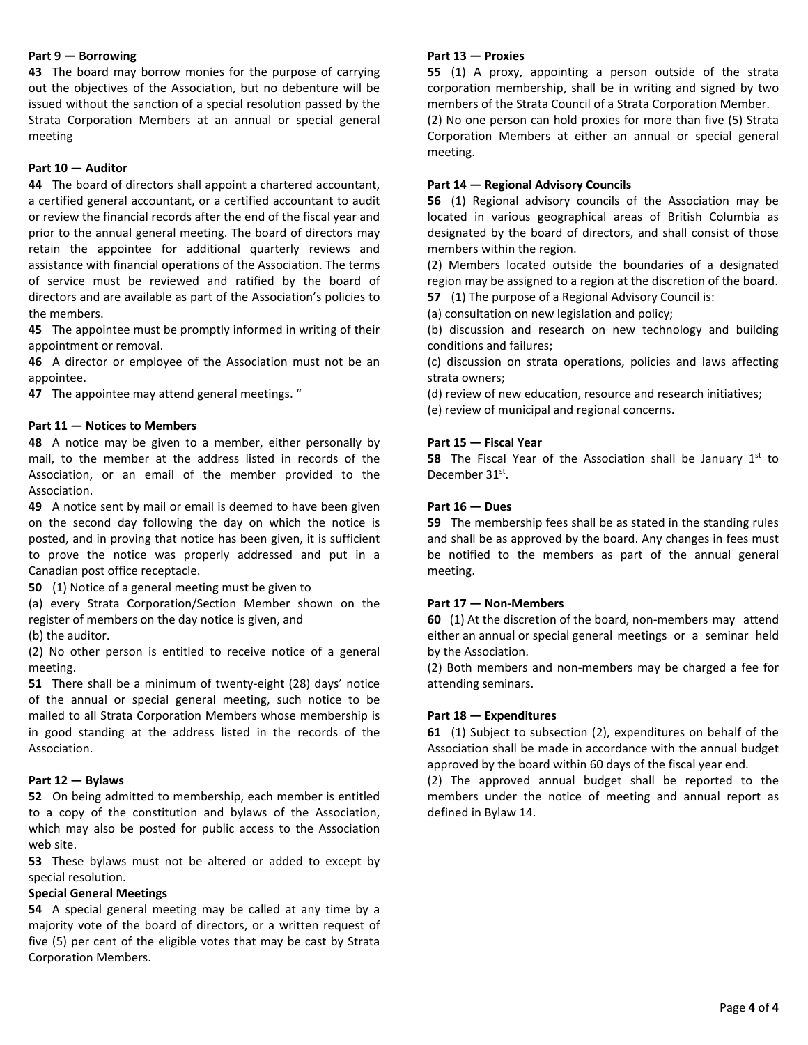**Part 9 — Borrowing**

**43** The board may borrow monies for the purpose of carrying out the objectives of the Association, but no debenture will be issued without the sanction of a special resolution passed by the Strata Corporation Members at an annual or special general meeting

**Part 10 — Auditor**

**44** The board of directors shall appoint a chartered accountant, a certified general accountant, or a certified accountant to audit or review the financial records after the end of the fiscal year and prior to the annual general meeting. The board of directors may retain the appointee for additional quarterly reviews and assistance with financial operations of the Association. The terms of service must be reviewed and ratified by the board of directors and are available as part of the Association's policies to the members.

**45** The appointee must be promptly informed in writing of their appointment or removal.

**46** A director or employee of the Association must not be an appointee.

**47** The appointee may attend general meetings. "

**Part 11 — Notices to Members**

**48** A notice may be given to a member, either personally by mail, to the member at the address listed in records of the Association, or an email of the member provided to the Association.

**49** A notice sent by mail or email is deemed to have been given on the second day following the day on which the notice is posted, and in proving that notice has been given, it is sufficient to prove the notice was properly addressed and put in a Canadian post office receptacle.

**50** (1) Notice of a general meeting must be given to

(a) every Strata Corporation/Section Member shown on the register of members on the day notice is given, and

(b) the auditor.

(2) No other person is entitled to receive notice of a general meeting.

**51** There shall be a minimum of twenty-eight (28) days' notice of the annual or special general meeting, such notice to be mailed to all Strata Corporation Members whose membership is in good standing at the address listed in the records of the Association.

**Part 12 — Bylaws**

**52** On being admitted to membership, each member is entitled to a copy of the constitution and bylaws of the Association, which may also be posted for public access to the Association web site.

**53** These bylaws must not be altered or added to except by special resolution.

**Special General Meetings**

**54** A special general meeting may be called at any time by a majority vote of the board of directors, or a written request of five (5) per cent of the eligible votes that may be cast by Strata Corporation Members.

**Part 13 — Proxies**

**55** (1) A proxy, appointing a person outside of the strata corporation membership, shall be in writing and signed by two members of the Strata Council of a Strata Corporation Member.

(2) No one person can hold proxies for more than five (5) Strata Corporation Members at either an annual or special general meeting.

**Part 14 — Regional Advisory Councils**

**56** (1) Regional advisory councils of the Association may be located in various geographical areas of British Columbia as designated by the board of directors, and shall consist of those members within the region.

(2) Members located outside the boundaries of a designated region may be assigned to a region at the discretion of the board.

**57** (1) The purpose of a Regional Advisory Council is:

(a) consultation on new legislation and policy;

(b) discussion and research on new technology and building conditions and failures;

(c) discussion on strata operations, policies and laws affecting strata owners;

(d) review of new education, resource and research initiatives;

(e) review of municipal and regional concerns.

**Part 15 — Fiscal Year**

**58** The Fiscal Year of the Association shall be January 1st to December 31st.

**Part 16 — Dues**

**59** The membership fees shall be as stated in the standing rules and shall be as approved by the board. Any changes in fees must be notified to the members as part of the annual general meeting.

**Part 17 — Non-Members**

**60** (1) At the discretion of the board, non-members may attend either an annual or special general meetings or a seminar held by the Association.

(2) Both members and non-members may be charged a fee for attending seminars.

**Part 18 — Expenditures**

**61** (1) Subject to subsection (2), expenditures on behalf of the Association shall be made in accordance with the annual budget approved by the board within 60 days of the fiscal year end.

(2) The approved annual budget shall be reported to the members under the notice of meeting and annual report as defined in Bylaw 14.